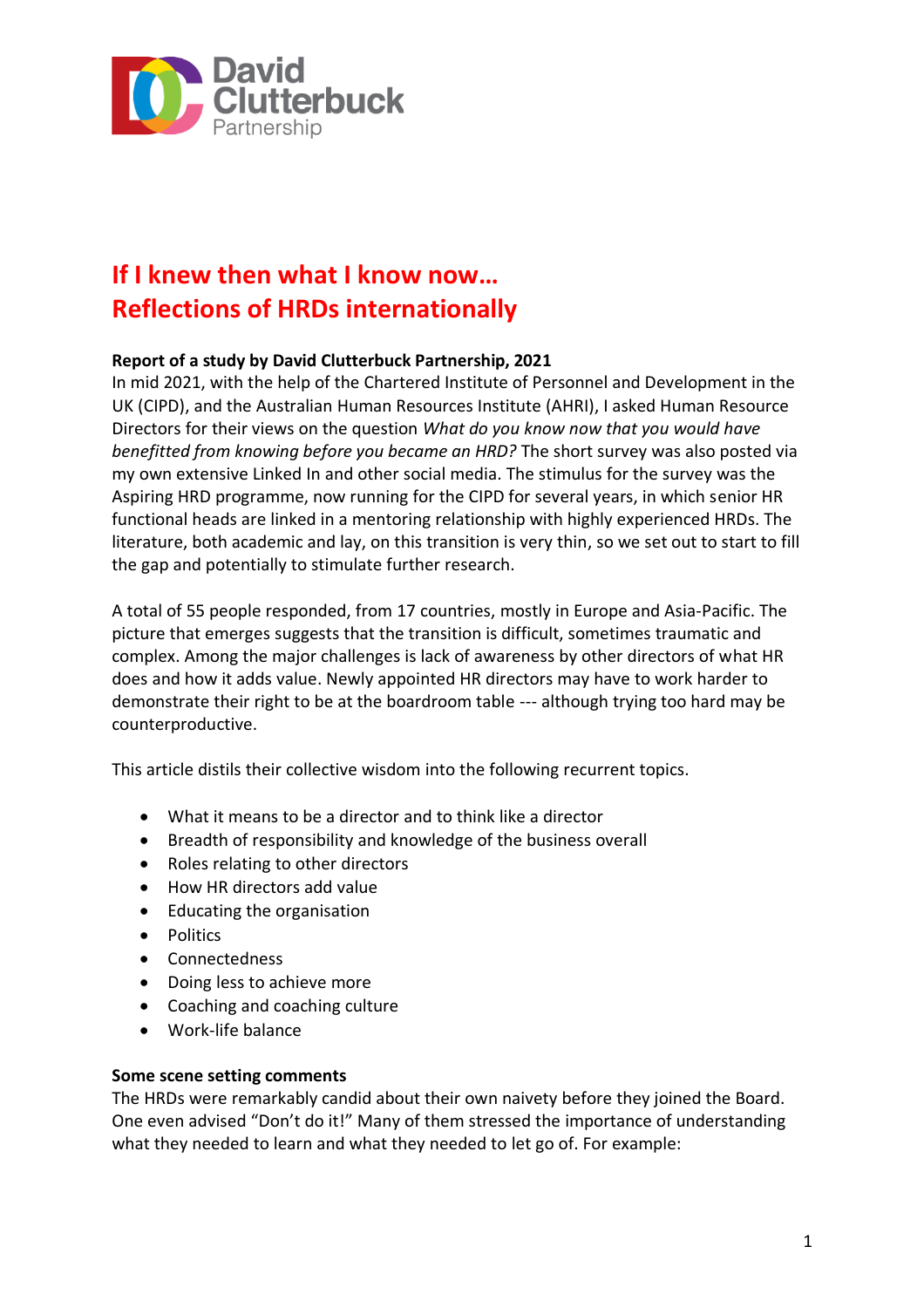David Clutterbuck Partnership

# If I knew then what I know now… Reflections of HRDs internationally

**Report of a study by David Clutterbuck Partnership, 2021**

In mid 2021, with the help of the Chartered Institute of Personnel and Development in the UK (CIPD), and the Australian Human Resources Institute (AHRI), I asked Human Resource Directors for their views on the question *What do you know now that you would have benefitted from knowing before you became an HRD?* The short survey was also posted via my own extensive Linked In and other social media. The stimulus for the survey was the Aspiring HRD programme, now running for the CIPD for several years, in which senior HR functional heads are linked in a mentoring relationship with highly experienced HRDs. The literature, both academic and lay, on this transition is very thin, so we set out to start to fill the gap and potentially to stimulate further research.

A total of 55 people responded, from 17 countries, mostly in Europe and Asia-Pacific. The picture that emerges suggests that the transition is difficult, sometimes traumatic and complex. Among the major challenges is lack of awareness by other directors of what HR does and how it adds value. Newly appointed HR directors may have to work harder to demonstrate their right to be at the boardroom table --- although trying too hard may be counterproductive.

This article distils their collective wisdom into the following recurrent topics.

- What it means to be a director and to think like a director
- Breadth of responsibility and knowledge of the business overall
- Roles relating to other directors
- How HR directors add value
- Educating the organisation
- Politics
- Connectedness
- Doing less to achieve more
- Coaching and coaching culture
- Work-life balance

**Some scene setting comments**

The HRDs were remarkably candid about their own naivety before they joined the Board. One even advised "Don't do it!" Many of them stressed the importance of understanding what they needed to learn and what they needed to let go of. For example: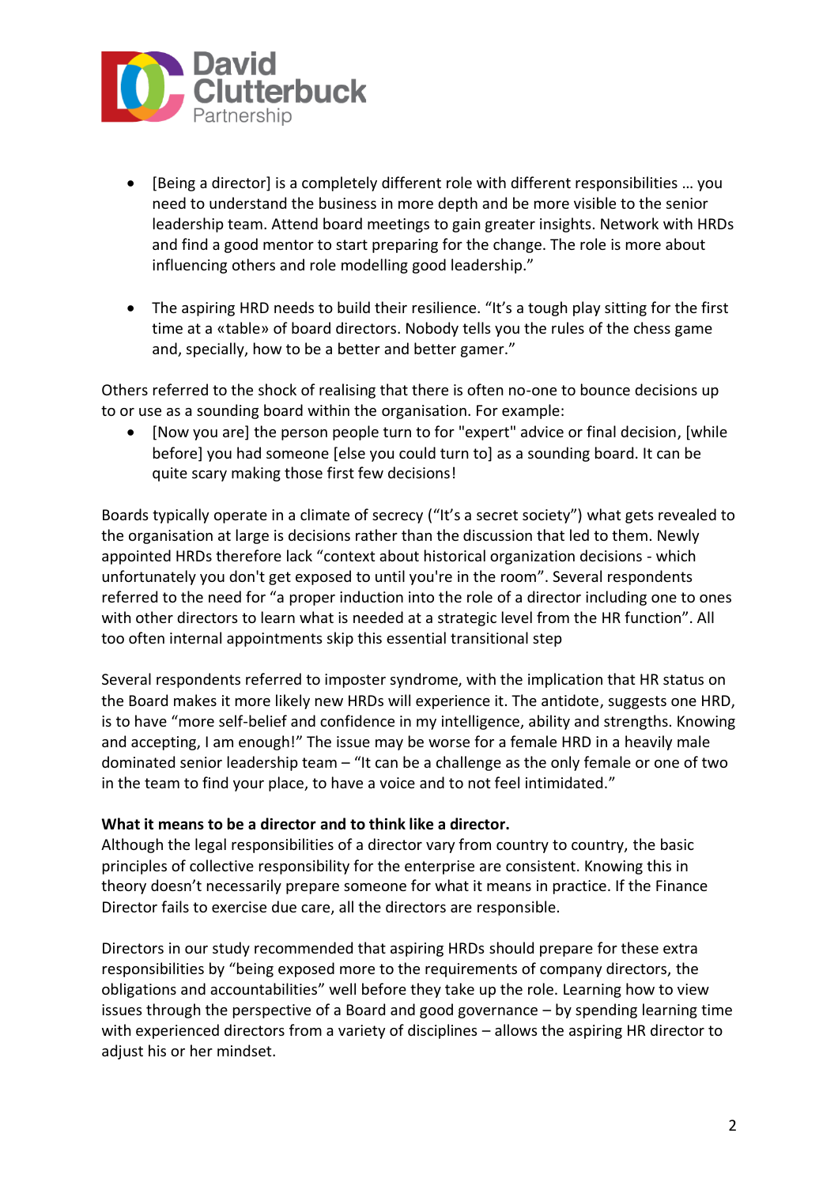- [Being a director] is a completely different role with different responsibilities … you need to understand the business in more depth and be more visible to the senior leadership team. Attend board meetings to gain greater insights. Network with HRDs and find a good mentor to start preparing for the change. The role is more about influencing others and role modelling good leadership."

- The aspiring HRD needs to build their resilience. "It's a tough play sitting for the first time at a «table» of board directors. Nobody tells you the rules of the chess game and, specially, how to be a better and better gamer."

Others referred to the shock of realising that there is often no-one to bounce decisions up to or use as a sounding board within the organisation. For example:

- [Now you are] the person people turn to for "expert" advice or final decision, [while before] you had someone [else you could turn to] as a sounding board. It can be quite scary making those first few decisions!

Boards typically operate in a climate of secrecy ("It's a secret society") what gets revealed to the organisation at large is decisions rather than the discussion that led to them. Newly appointed HRDs therefore lack "context about historical organization decisions - which unfortunately you don't get exposed to until you're in the room". Several respondents referred to the need for "a proper induction into the role of a director including one to ones with other directors to learn what is needed at a strategic level from the HR function". All too often internal appointments skip this essential transitional step

Several respondents referred to imposter syndrome, with the implication that HR status on the Board makes it more likely new HRDs will experience it. The antidote, suggests one HRD, is to have "more self-belief and confidence in my intelligence, ability and strengths. Knowing and accepting, I am enough!" The issue may be worse for a female HRD in a heavily male dominated senior leadership team – "It can be a challenge as the only female or one of two in the team to find your place, to have a voice and to not feel intimidated."

**What it means to be a director and to think like a director.**

Although the legal responsibilities of a director vary from country to country, the basic principles of collective responsibility for the enterprise are consistent. Knowing this in theory doesn't necessarily prepare someone for what it means in practice. If the Finance Director fails to exercise due care, all the directors are responsible.

Directors in our study recommended that aspiring HRDs should prepare for these extra responsibilities by "being exposed more to the requirements of company directors, the obligations and accountabilities" well before they take up the role. Learning how to view issues through the perspective of a Board and good governance – by spending learning time with experienced directors from a variety of disciplines – allows the aspiring HR director to adjust his or her mindset.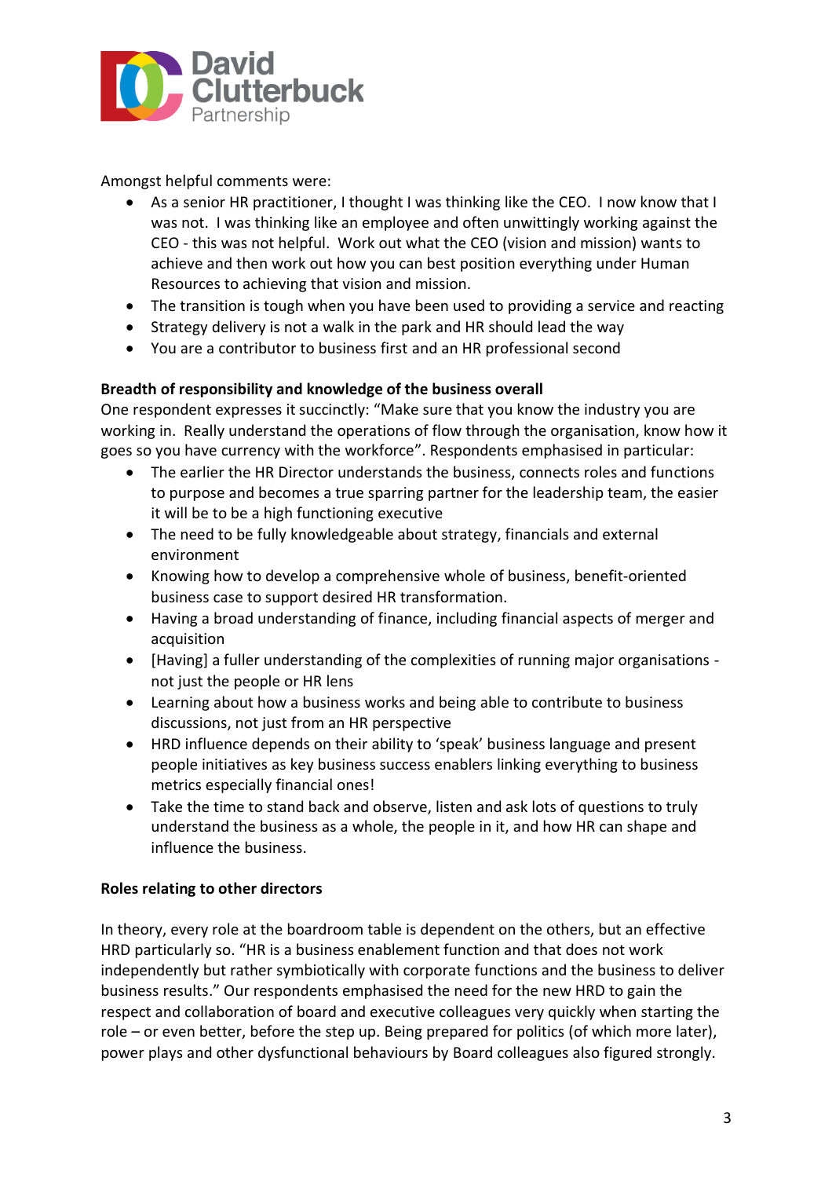Amongst helpful comments were:

- As a senior HR practitioner, I thought I was thinking like the CEO. I now know that I was not. I was thinking like an employee and often unwittingly working against the CEO - this was not helpful. Work out what the CEO (vision and mission) wants to achieve and then work out how you can best position everything under Human Resources to achieving that vision and mission.
- The transition is tough when you have been used to providing a service and reacting
- Strategy delivery is not a walk in the park and HR should lead the way
- You are a contributor to business first and an HR professional second

**Breadth of responsibility and knowledge of the business overall**

One respondent expresses it succinctly: "Make sure that you know the industry you are working in. Really understand the operations of flow through the organisation, know how it goes so you have currency with the workforce". Respondents emphasised in particular:

- The earlier the HR Director understands the business, connects roles and functions to purpose and becomes a true sparring partner for the leadership team, the easier it will be to be a high functioning executive
- The need to be fully knowledgeable about strategy, financials and external environment
- Knowing how to develop a comprehensive whole of business, benefit-oriented business case to support desired HR transformation.
- Having a broad understanding of finance, including financial aspects of merger and acquisition
- [Having] a fuller understanding of the complexities of running major organisations - not just the people or HR lens
- Learning about how a business works and being able to contribute to business discussions, not just from an HR perspective
- HRD influence depends on their ability to 'speak' business language and present people initiatives as key business success enablers linking everything to business metrics especially financial ones!
- Take the time to stand back and observe, listen and ask lots of questions to truly understand the business as a whole, the people in it, and how HR can shape and influence the business.

**Roles relating to other directors**

In theory, every role at the boardroom table is dependent on the others, but an effective HRD particularly so. "HR is a business enablement function and that does not work independently but rather symbiotically with corporate functions and the business to deliver business results." Our respondents emphasised the need for the new HRD to gain the respect and collaboration of board and executive colleagues very quickly when starting the role – or even better, before the step up. Being prepared for politics (of which more later), power plays and other dysfunctional behaviours by Board colleagues also figured strongly.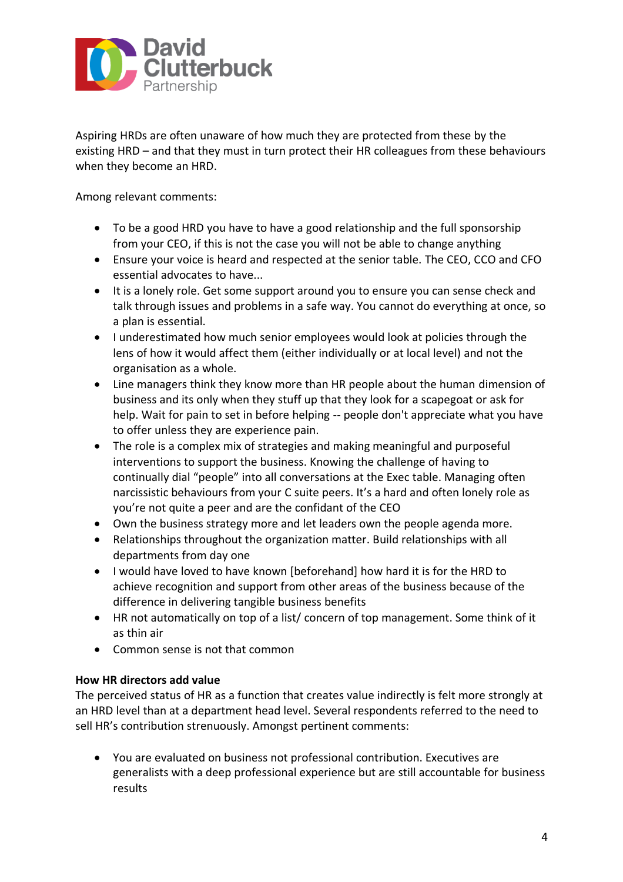Aspiring HRDs are often unaware of how much they are protected from these by the existing HRD – and that they must in turn protect their HR colleagues from these behaviours when they become an HRD.

Among relevant comments:

- To be a good HRD you have to have a good relationship and the full sponsorship from your CEO, if this is not the case you will not be able to change anything
- Ensure your voice is heard and respected at the senior table. The CEO, CCO and CFO essential advocates to have...
- It is a lonely role. Get some support around you to ensure you can sense check and talk through issues and problems in a safe way. You cannot do everything at once, so a plan is essential.
- I underestimated how much senior employees would look at policies through the lens of how it would affect them (either individually or at local level) and not the organisation as a whole.
- Line managers think they know more than HR people about the human dimension of business and its only when they stuff up that they look for a scapegoat or ask for help. Wait for pain to set in before helping -- people don't appreciate what you have to offer unless they are experience pain.
- The role is a complex mix of strategies and making meaningful and purposeful interventions to support the business. Knowing the challenge of having to continually dial "people" into all conversations at the Exec table. Managing often narcissistic behaviours from your C suite peers. It's a hard and often lonely role as you're not quite a peer and are the confidant of the CEO
- Own the business strategy more and let leaders own the people agenda more.
- Relationships throughout the organization matter. Build relationships with all departments from day one
- I would have loved to have known [beforehand] how hard it is for the HRD to achieve recognition and support from other areas of the business because of the difference in delivering tangible business benefits
- HR not automatically on top of a list/ concern of top management. Some think of it as thin air
- Common sense is not that common

**How HR directors add value**

The perceived status of HR as a function that creates value indirectly is felt more strongly at an HRD level than at a department head level. Several respondents referred to the need to sell HR's contribution strenuously. Amongst pertinent comments:

- You are evaluated on business not professional contribution. Executives are generalists with a deep professional experience but are still accountable for business results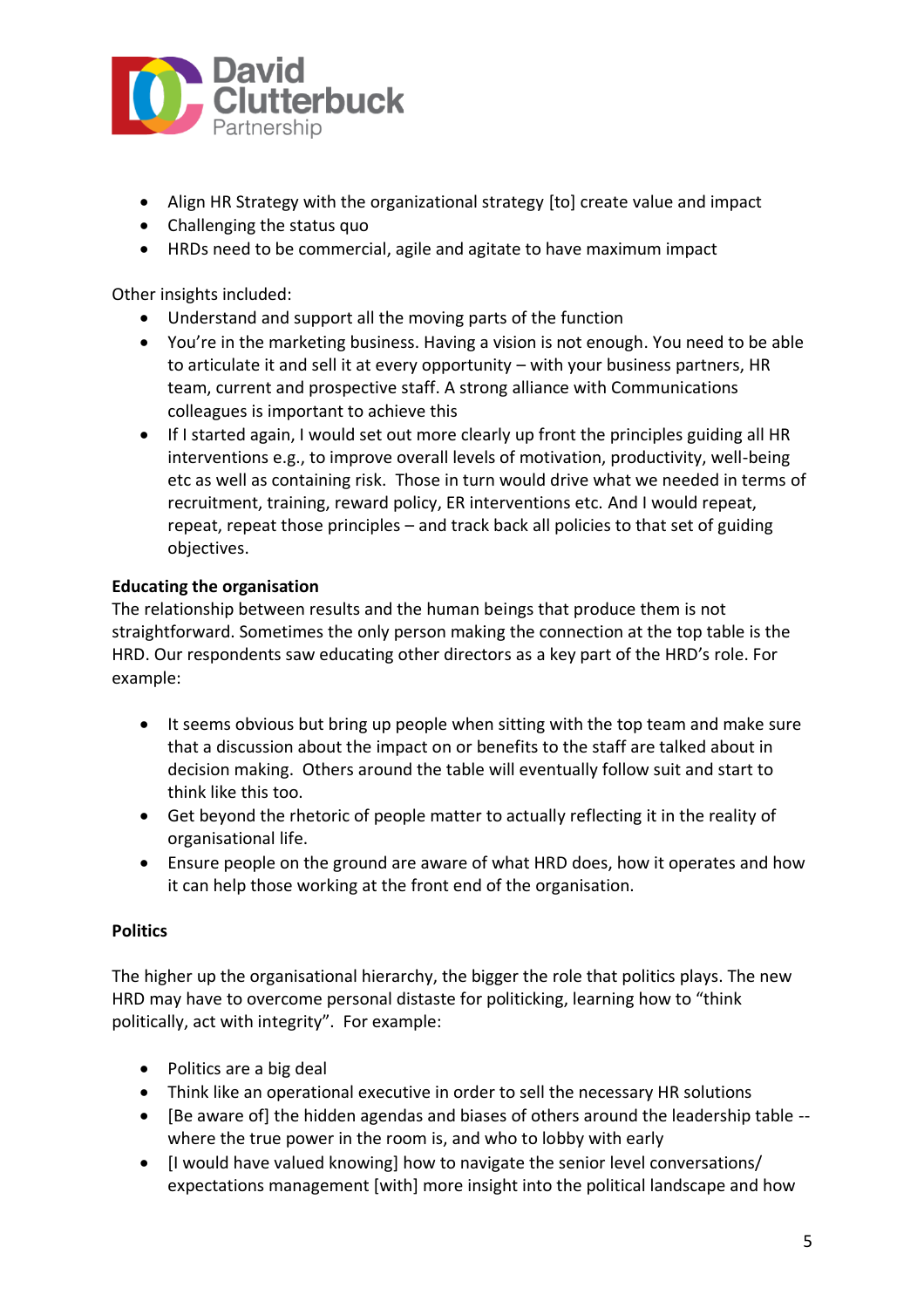- Align HR Strategy with the organizational strategy [to] create value and impact
- Challenging the status quo
- HRDs need to be commercial, agile and agitate to have maximum impact

Other insights included:

- Understand and support all the moving parts of the function
- You're in the marketing business. Having a vision is not enough. You need to be able to articulate it and sell it at every opportunity – with your business partners, HR team, current and prospective staff. A strong alliance with Communications colleagues is important to achieve this
- If I started again, I would set out more clearly up front the principles guiding all HR interventions e.g., to improve overall levels of motivation, productivity, well-being etc as well as containing risk. Those in turn would drive what we needed in terms of recruitment, training, reward policy, ER interventions etc. And I would repeat, repeat, repeat those principles – and track back all policies to that set of guiding objectives.

**Educating the organisation**

The relationship between results and the human beings that produce them is not straightforward. Sometimes the only person making the connection at the top table is the HRD. Our respondents saw educating other directors as a key part of the HRD's role. For example:

- It seems obvious but bring up people when sitting with the top team and make sure that a discussion about the impact on or benefits to the staff are talked about in decision making. Others around the table will eventually follow suit and start to think like this too.
- Get beyond the rhetoric of people matter to actually reflecting it in the reality of organisational life.
- Ensure people on the ground are aware of what HRD does, how it operates and how it can help those working at the front end of the organisation.

**Politics**

The higher up the organisational hierarchy, the bigger the role that politics plays. The new HRD may have to overcome personal distaste for politicking, learning how to "think politically, act with integrity". For example:

- Politics are a big deal
- Think like an operational executive in order to sell the necessary HR solutions
- [Be aware of] the hidden agendas and biases of others around the leadership table -- where the true power in the room is, and who to lobby with early
- [I would have valued knowing] how to navigate the senior level conversations/ expectations management [with] more insight into the political landscape and how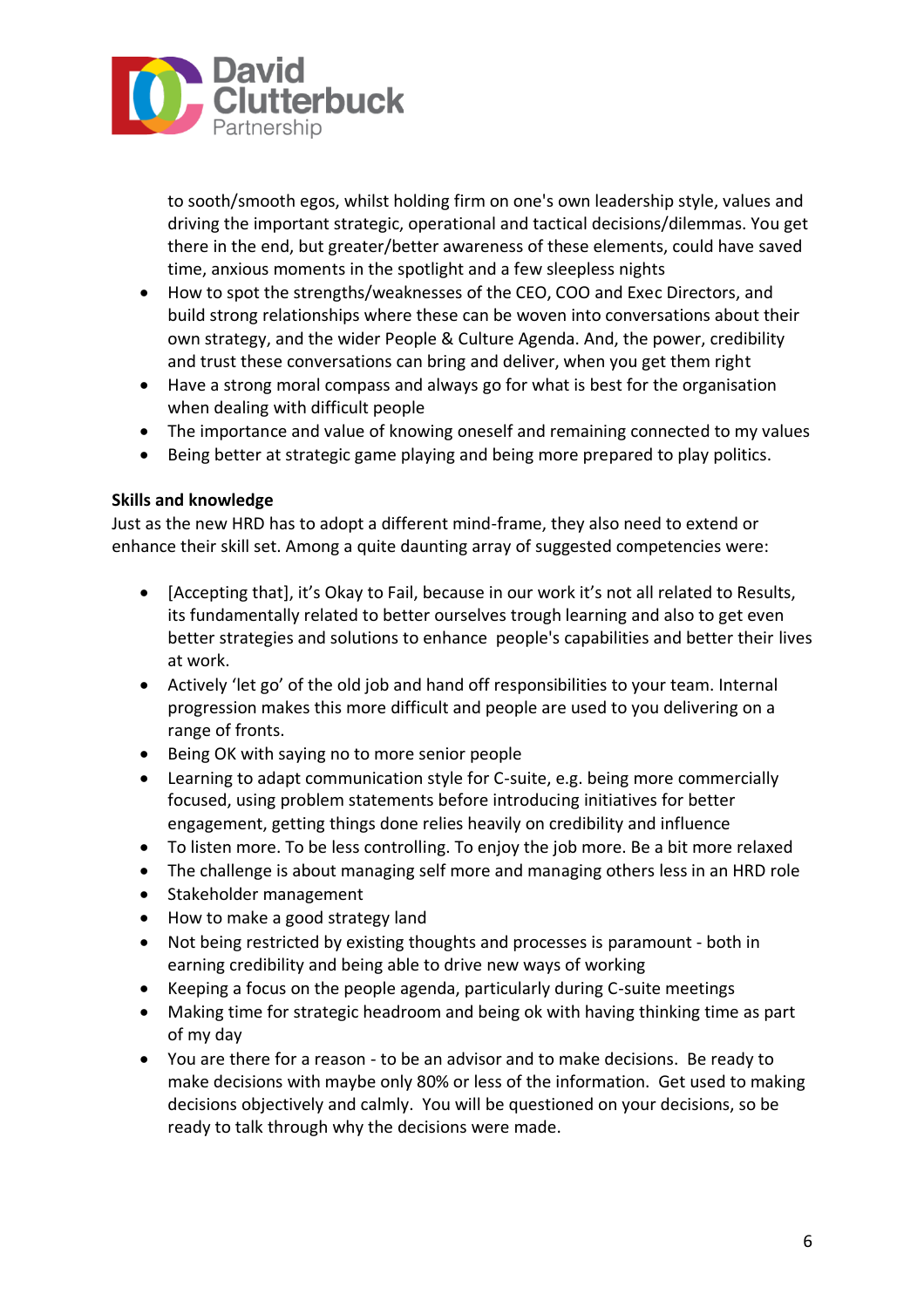to sooth/smooth egos, whilst holding firm on one's own leadership style, values and driving the important strategic, operational and tactical decisions/dilemmas. You get there in the end, but greater/better awareness of these elements, could have saved time, anxious moments in the spotlight and a few sleepless nights

- How to spot the strengths/weaknesses of the CEO, COO and Exec Directors, and build strong relationships where these can be woven into conversations about their own strategy, and the wider People & Culture Agenda. And, the power, credibility and trust these conversations can bring and deliver, when you get them right
- Have a strong moral compass and always go for what is best for the organisation when dealing with difficult people
- The importance and value of knowing oneself and remaining connected to my values
- Being better at strategic game playing and being more prepared to play politics.

**Skills and knowledge**

Just as the new HRD has to adopt a different mind-frame, they also need to extend or enhance their skill set. Among a quite daunting array of suggested competencies were:

- [Accepting that], it's Okay to Fail, because in our work it's not all related to Results, its fundamentally related to better ourselves trough learning and also to get even better strategies and solutions to enhance people's capabilities and better their lives at work.
- Actively 'let go' of the old job and hand off responsibilities to your team. Internal progression makes this more difficult and people are used to you delivering on a range of fronts.
- Being OK with saying no to more senior people
- Learning to adapt communication style for C-suite, e.g. being more commercially focused, using problem statements before introducing initiatives for better engagement, getting things done relies heavily on credibility and influence
- To listen more. To be less controlling. To enjoy the job more. Be a bit more relaxed
- The challenge is about managing self more and managing others less in an HRD role
- Stakeholder management
- How to make a good strategy land
- Not being restricted by existing thoughts and processes is paramount - both in earning credibility and being able to drive new ways of working
- Keeping a focus on the people agenda, particularly during C-suite meetings
- Making time for strategic headroom and being ok with having thinking time as part of my day
- You are there for a reason - to be an advisor and to make decisions. Be ready to make decisions with maybe only 80% or less of the information. Get used to making decisions objectively and calmly. You will be questioned on your decisions, so be ready to talk through why the decisions were made.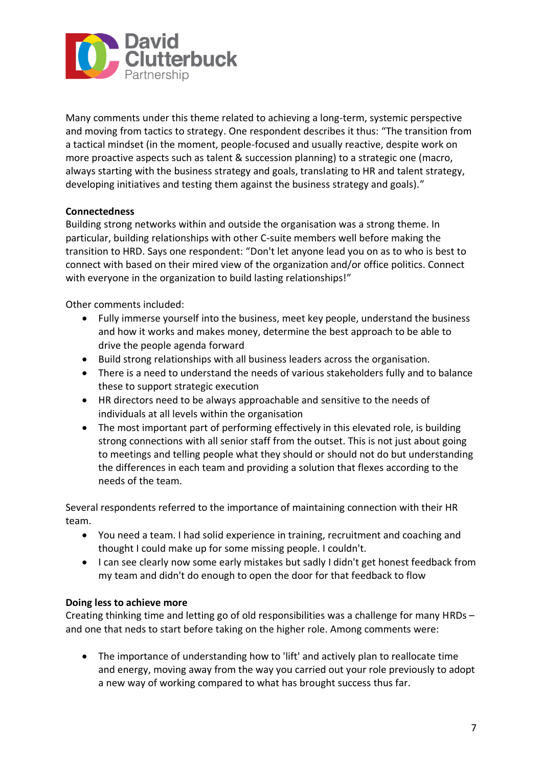Many comments under this theme related to achieving a long-term, systemic perspective and moving from tactics to strategy. One respondent describes it thus: "The transition from a tactical mindset (in the moment, people-focused and usually reactive, despite work on more proactive aspects such as talent & succession planning) to a strategic one (macro, always starting with the business strategy and goals, translating to HR and talent strategy, developing initiatives and testing them against the business strategy and goals)."

**Connectedness**

Building strong networks within and outside the organisation was a strong theme. In particular, building relationships with other C-suite members well before making the transition to HRD. Says one respondent: "Don't let anyone lead you on as to who is best to connect with based on their mired view of the organization and/or office politics. Connect with everyone in the organization to build lasting relationships!"

Other comments included:

- Fully immerse yourself into the business, meet key people, understand the business and how it works and makes money, determine the best approach to be able to drive the people agenda forward
- Build strong relationships with all business leaders across the organisation.
- There is a need to understand the needs of various stakeholders fully and to balance these to support strategic execution
- HR directors need to be always approachable and sensitive to the needs of individuals at all levels within the organisation
- The most important part of performing effectively in this elevated role, is building strong connections with all senior staff from the outset. This is not just about going to meetings and telling people what they should or should not do but understanding the differences in each team and providing a solution that flexes according to the needs of the team.

Several respondents referred to the importance of maintaining connection with their HR team.

- You need a team. I had solid experience in training, recruitment and coaching and thought I could make up for some missing people. I couldn't.
- I can see clearly now some early mistakes but sadly I didn't get honest feedback from my team and didn't do enough to open the door for that feedback to flow

**Doing less to achieve more**

Creating thinking time and letting go of old responsibilities was a challenge for many HRDs – and one that neds to start before taking on the higher role. Among comments were:

- The importance of understanding how to 'lift' and actively plan to reallocate time and energy, moving away from the way you carried out your role previously to adopt a new way of working compared to what has brought success thus far.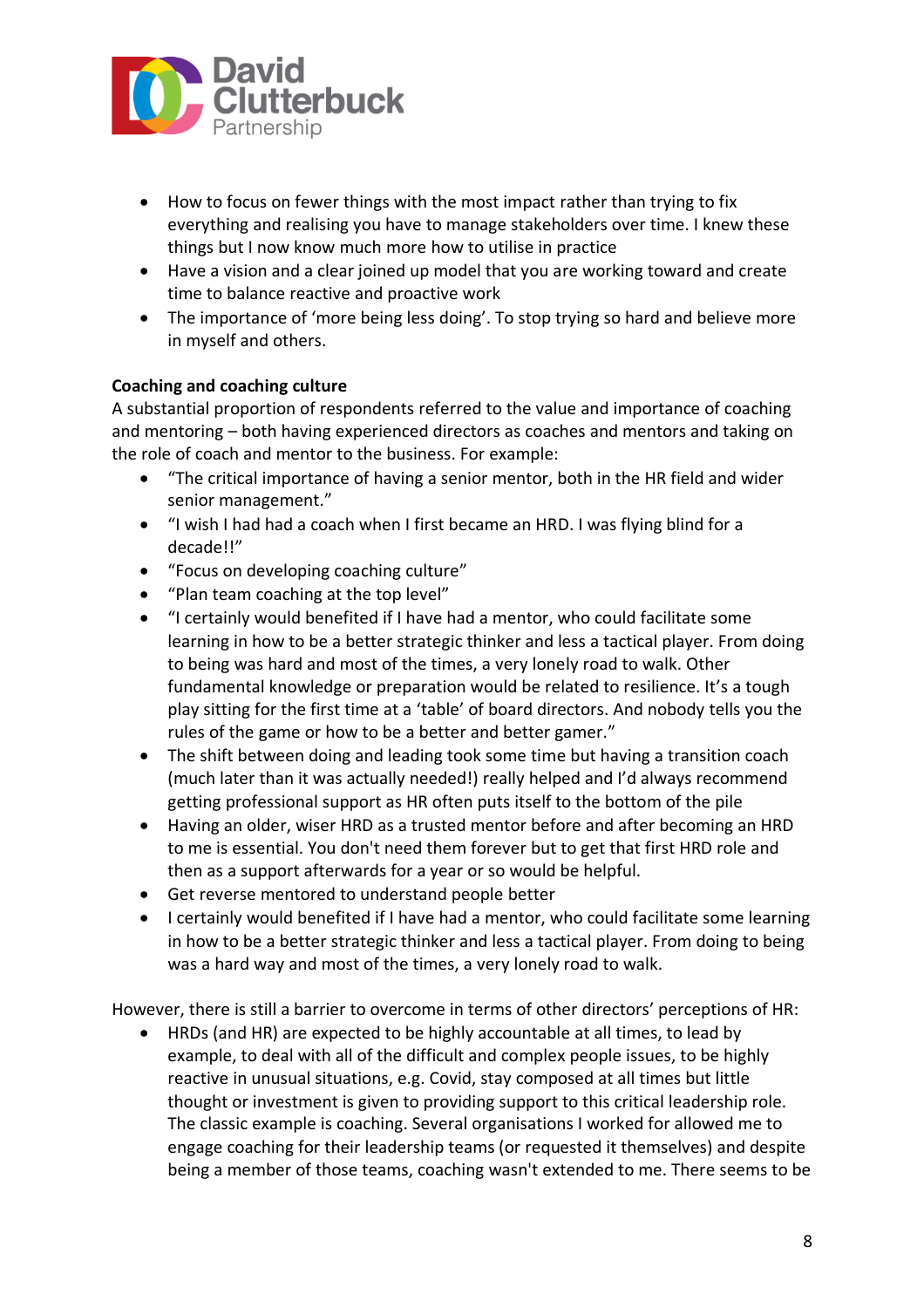- How to focus on fewer things with the most impact rather than trying to fix everything and realising you have to manage stakeholders over time. I knew these things but I now know much more how to utilise in practice
- Have a vision and a clear joined up model that you are working toward and create time to balance reactive and proactive work
- The importance of 'more being less doing'. To stop trying so hard and believe more in myself and others.

**Coaching and coaching culture**

A substantial proportion of respondents referred to the value and importance of coaching and mentoring – both having experienced directors as coaches and mentors and taking on the role of coach and mentor to the business. For example:

- "The critical importance of having a senior mentor, both in the HR field and wider senior management."
- "I wish I had had a coach when I first became an HRD. I was flying blind for a decade!!"
- "Focus on developing coaching culture"
- "Plan team coaching at the top level"
- "I certainly would benefited if I have had a mentor, who could facilitate some learning in how to be a better strategic thinker and less a tactical player. From doing to being was hard and most of the times, a very lonely road to walk. Other fundamental knowledge or preparation would be related to resilience. It's a tough play sitting for the first time at a 'table' of board directors. And nobody tells you the rules of the game or how to be a better and better gamer."
- The shift between doing and leading took some time but having a transition coach (much later than it was actually needed!) really helped and I'd always recommend getting professional support as HR often puts itself to the bottom of the pile
- Having an older, wiser HRD as a trusted mentor before and after becoming an HRD to me is essential. You don't need them forever but to get that first HRD role and then as a support afterwards for a year or so would be helpful.
- Get reverse mentored to understand people better
- I certainly would benefited if I have had a mentor, who could facilitate some learning in how to be a better strategic thinker and less a tactical player. From doing to being was a hard way and most of the times, a very lonely road to walk.

However, there is still a barrier to overcome in terms of other directors' perceptions of HR:

- HRDs (and HR) are expected to be highly accountable at all times, to lead by example, to deal with all of the difficult and complex people issues, to be highly reactive in unusual situations, e.g. Covid, stay composed at all times but little thought or investment is given to providing support to this critical leadership role. The classic example is coaching. Several organisations I worked for allowed me to engage coaching for their leadership teams (or requested it themselves) and despite being a member of those teams, coaching wasn't extended to me. There seems to be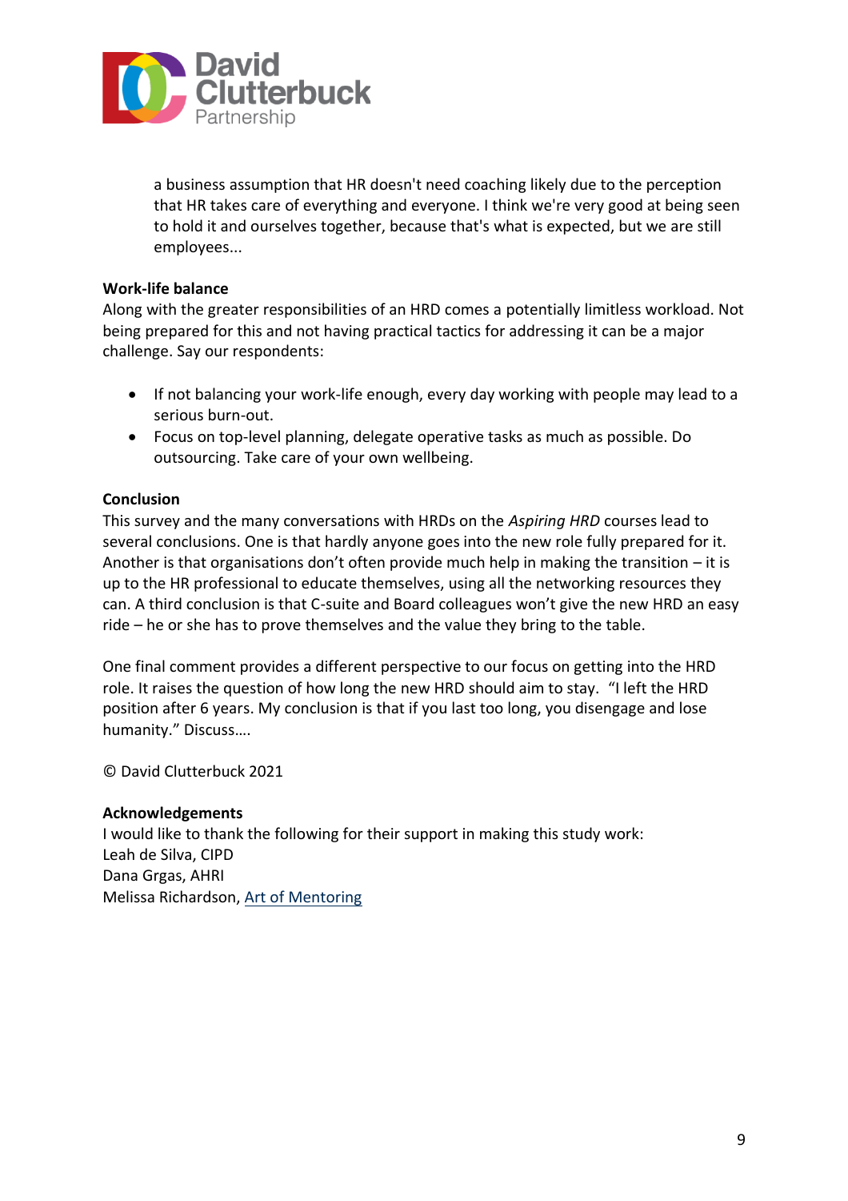a business assumption that HR doesn't need coaching likely due to the perception that HR takes care of everything and everyone. I think we're very good at being seen to hold it and ourselves together, because that's what is expected, but we are still employees...

**Work-life balance**

Along with the greater responsibilities of an HRD comes a potentially limitless workload. Not being prepared for this and not having practical tactics for addressing it can be a major challenge. Say our respondents:

- If not balancing your work-life enough, every day working with people may lead to a serious burn-out.
- Focus on top-level planning, delegate operative tasks as much as possible. Do outsourcing. Take care of your own wellbeing.

**Conclusion**

This survey and the many conversations with HRDs on the *Aspiring HRD* courses lead to several conclusions. One is that hardly anyone goes into the new role fully prepared for it. Another is that organisations don't often provide much help in making the transition – it is up to the HR professional to educate themselves, using all the networking resources they can. A third conclusion is that C-suite and Board colleagues won't give the new HRD an easy ride – he or she has to prove themselves and the value they bring to the table.

One final comment provides a different perspective to our focus on getting into the HRD role. It raises the question of how long the new HRD should aim to stay. "I left the HRD position after 6 years. My conclusion is that if you last too long, you disengage and lose humanity." Discuss….

© David Clutterbuck 2021

**Acknowledgements**

I would like to thank the following for their support in making this study work:
Leah de Silva, CIPD
Dana Grgas, AHRI
Melissa Richardson, Art of Mentoring